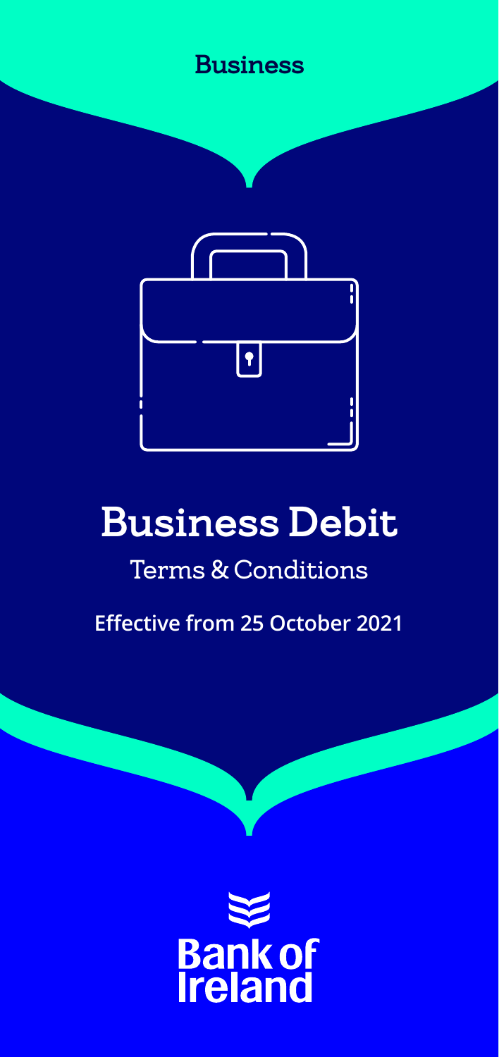Business

# Business Debit

## Terms & Conditions

**Effective from 25 October 2021**

Bank of Ireland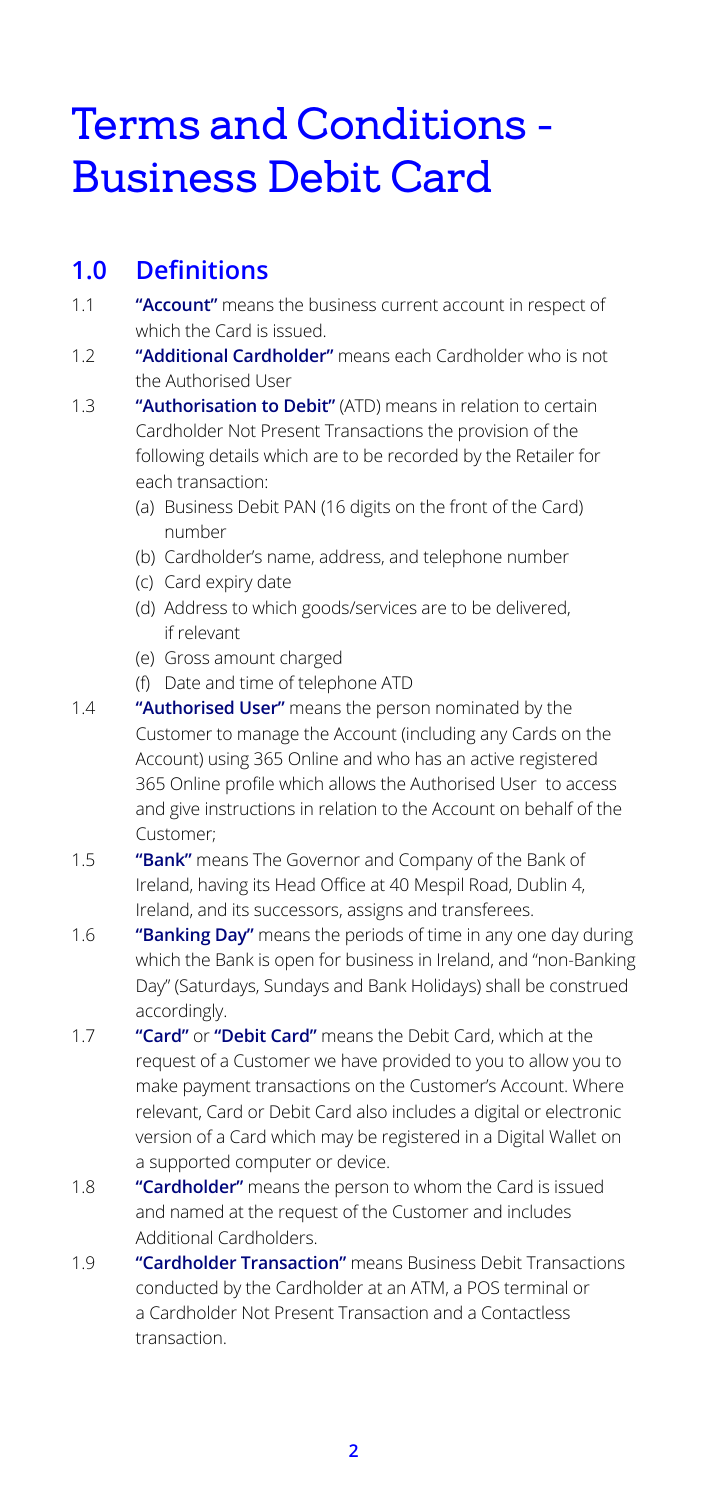# Terms and Conditions - Business Debit Card

## 1.0 Definitions

1.1 **"Account"** means the business current account in respect of which the Card is issued.

1.2 **"Additional Cardholder"** means each Cardholder who is not the Authorised User

1.3 **"Authorisation to Debit"** (ATD) means in relation to certain Cardholder Not Present Transactions the provision of the following details which are to be recorded by the Retailer for each transaction:

(a) Business Debit PAN (16 digits on the front of the Card) number

(b) Cardholder's name, address, and telephone number

(c) Card expiry date

(d) Address to which goods/services are to be delivered, if relevant

(e) Gross amount charged

(f) Date and time of telephone ATD

1.4 **"Authorised User"** means the person nominated by the Customer to manage the Account (including any Cards on the Account) using 365 Online and who has an active registered 365 Online profile which allows the Authorised User to access and give instructions in relation to the Account on behalf of the Customer;

1.5 **"Bank"** means The Governor and Company of the Bank of Ireland, having its Head Office at 40 Mespil Road, Dublin 4, Ireland, and its successors, assigns and transferees.

1.6 **"Banking Day"** means the periods of time in any one day during which the Bank is open for business in Ireland, and "non-Banking Day" (Saturdays, Sundays and Bank Holidays) shall be construed accordingly.

1.7 **"Card"** or **"Debit Card"** means the Debit Card, which at the request of a Customer we have provided to you to allow you to make payment transactions on the Customer's Account. Where relevant, Card or Debit Card also includes a digital or electronic version of a Card which may be registered in a Digital Wallet on a supported computer or device.

1.8 **"Cardholder"** means the person to whom the Card is issued and named at the request of the Customer and includes Additional Cardholders.

1.9 **"Cardholder Transaction"** means Business Debit Transactions conducted by the Cardholder at an ATM, a POS terminal or a Cardholder Not Present Transaction and a Contactless transaction.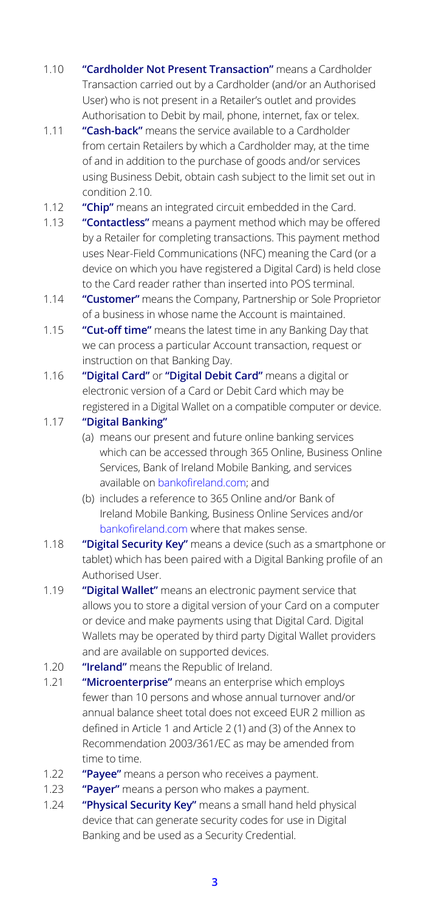1.10 **"Cardholder Not Present Transaction"** means a Cardholder Transaction carried out by a Cardholder (and/or an Authorised User) who is not present in a Retailer's outlet and provides Authorisation to Debit by mail, phone, internet, fax or telex.

1.11 **"Cash-back"** means the service available to a Cardholder from certain Retailers by which a Cardholder may, at the time of and in addition to the purchase of goods and/or services using Business Debit, obtain cash subject to the limit set out in condition 2.10.

1.12 **"Chip"** means an integrated circuit embedded in the Card.

1.13 **"Contactless"** means a payment method which may be offered by a Retailer for completing transactions. This payment method uses Near-Field Communications (NFC) meaning the Card (or a device on which you have registered a Digital Card) is held close to the Card reader rather than inserted into POS terminal.

1.14 **"Customer"** means the Company, Partnership or Sole Proprietor of a business in whose name the Account is maintained.

1.15 **"Cut-off time"** means the latest time in any Banking Day that we can process a particular Account transaction, request or instruction on that Banking Day.

1.16 **"Digital Card"** or **"Digital Debit Card"** means a digital or electronic version of a Card or Debit Card which may be registered in a Digital Wallet on a compatible computer or device.

1.17 **"Digital Banking"**

(a) means our present and future online banking services which can be accessed through 365 Online, Business Online Services, Bank of Ireland Mobile Banking, and services available on bankofireland.com; and

(b) includes a reference to 365 Online and/or Bank of Ireland Mobile Banking, Business Online Services and/or bankofireland.com where that makes sense.

1.18 **"Digital Security Key"** means a device (such as a smartphone or tablet) which has been paired with a Digital Banking profile of an Authorised User.

1.19 **"Digital Wallet"** means an electronic payment service that allows you to store a digital version of your Card on a computer or device and make payments using that Digital Card. Digital Wallets may be operated by third party Digital Wallet providers and are available on supported devices.

1.20 **"Ireland"** means the Republic of Ireland.

1.21 **"Microenterprise"** means an enterprise which employs fewer than 10 persons and whose annual turnover and/or annual balance sheet total does not exceed EUR 2 million as defined in Article 1 and Article 2 (1) and (3) of the Annex to Recommendation 2003/361/EC as may be amended from time to time.

1.22 **"Payee"** means a person who receives a payment.

1.23 **"Payer"** means a person who makes a payment.

1.24 **"Physical Security Key"** means a small hand held physical device that can generate security codes for use in Digital Banking and be used as a Security Credential.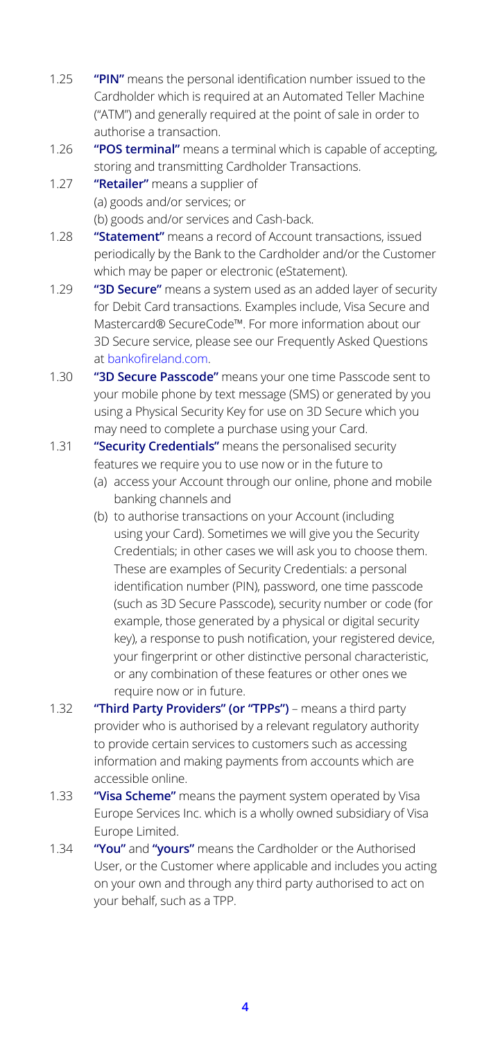1.25 **"PIN"** means the personal identification number issued to the Cardholder which is required at an Automated Teller Machine ("ATM") and generally required at the point of sale in order to authorise a transaction.

1.26 **"POS terminal"** means a terminal which is capable of accepting, storing and transmitting Cardholder Transactions.

1.27 **"Retailer"** means a supplier of
(a) goods and/or services; or
(b) goods and/or services and Cash-back.

1.28 **"Statement"** means a record of Account transactions, issued periodically by the Bank to the Cardholder and/or the Customer which may be paper or electronic (eStatement).

1.29 **"3D Secure"** means a system used as an added layer of security for Debit Card transactions. Examples include, Visa Secure and Mastercard® SecureCode™. For more information about our 3D Secure service, please see our Frequently Asked Questions at bankofireland.com.

1.30 **"3D Secure Passcode"** means your one time Passcode sent to your mobile phone by text message (SMS) or generated by you using a Physical Security Key for use on 3D Secure which you may need to complete a purchase using your Card.

1.31 **"Security Credentials"** means the personalised security features we require you to use now or in the future to

(a) access your Account through our online, phone and mobile banking channels and

(b) to authorise transactions on your Account (including using your Card). Sometimes we will give you the Security Credentials; in other cases we will ask you to choose them. These are examples of Security Credentials: a personal identification number (PIN), password, one time passcode (such as 3D Secure Passcode), security number or code (for example, those generated by a physical or digital security key), a response to push notification, your registered device, your fingerprint or other distinctive personal characteristic, or any combination of these features or other ones we require now or in future.

1.32 **"Third Party Providers" (or "TPPs")** – means a third party provider who is authorised by a relevant regulatory authority to provide certain services to customers such as accessing information and making payments from accounts which are accessible online.

1.33 **"Visa Scheme"** means the payment system operated by Visa Europe Services Inc. which is a wholly owned subsidiary of Visa Europe Limited.

1.34 **"You"** and **"yours"** means the Cardholder or the Authorised User, or the Customer where applicable and includes you acting on your own and through any third party authorised to act on your behalf, such as a TPP.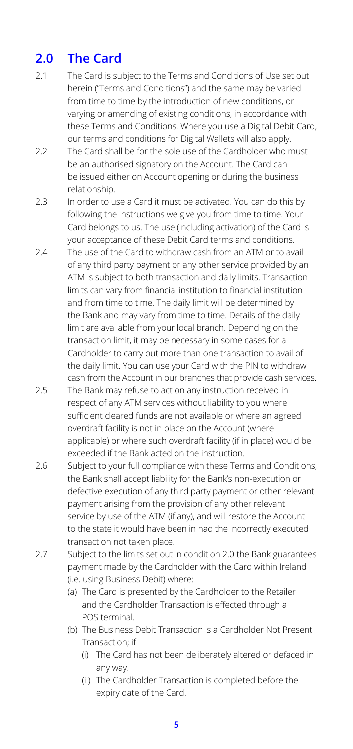## 2.0 The Card

2.1 The Card is subject to the Terms and Conditions of Use set out herein ("Terms and Conditions") and the same may be varied from time to time by the introduction of new conditions, or varying or amending of existing conditions, in accordance with these Terms and Conditions. Where you use a Digital Debit Card, our terms and conditions for Digital Wallets will also apply.

2.2 The Card shall be for the sole use of the Cardholder who must be an authorised signatory on the Account. The Card can be issued either on Account opening or during the business relationship.

2.3 In order to use a Card it must be activated. You can do this by following the instructions we give you from time to time. Your Card belongs to us. The use (including activation) of the Card is your acceptance of these Debit Card terms and conditions.

2.4 The use of the Card to withdraw cash from an ATM or to avail of any third party payment or any other service provided by an ATM is subject to both transaction and daily limits. Transaction limits can vary from financial institution to financial institution and from time to time. The daily limit will be determined by the Bank and may vary from time to time. Details of the daily limit are available from your local branch. Depending on the transaction limit, it may be necessary in some cases for a Cardholder to carry out more than one transaction to avail of the daily limit. You can use your Card with the PIN to withdraw cash from the Account in our branches that provide cash services.

2.5 The Bank may refuse to act on any instruction received in respect of any ATM services without liability to you where sufficient cleared funds are not available or where an agreed overdraft facility is not in place on the Account (where applicable) or where such overdraft facility (if in place) would be exceeded if the Bank acted on the instruction.

2.6 Subject to your full compliance with these Terms and Conditions, the Bank shall accept liability for the Bank's non-execution or defective execution of any third party payment or other relevant payment arising from the provision of any other relevant service by use of the ATM (if any), and will restore the Account to the state it would have been in had the incorrectly executed transaction not taken place.

2.7 Subject to the limits set out in condition 2.0 the Bank guarantees payment made by the Cardholder with the Card within Ireland (i.e. using Business Debit) where:

(a) The Card is presented by the Cardholder to the Retailer and the Cardholder Transaction is effected through a POS terminal.

(b) The Business Debit Transaction is a Cardholder Not Present Transaction; if

(i) The Card has not been deliberately altered or defaced in any way.

(ii) The Cardholder Transaction is completed before the expiry date of the Card.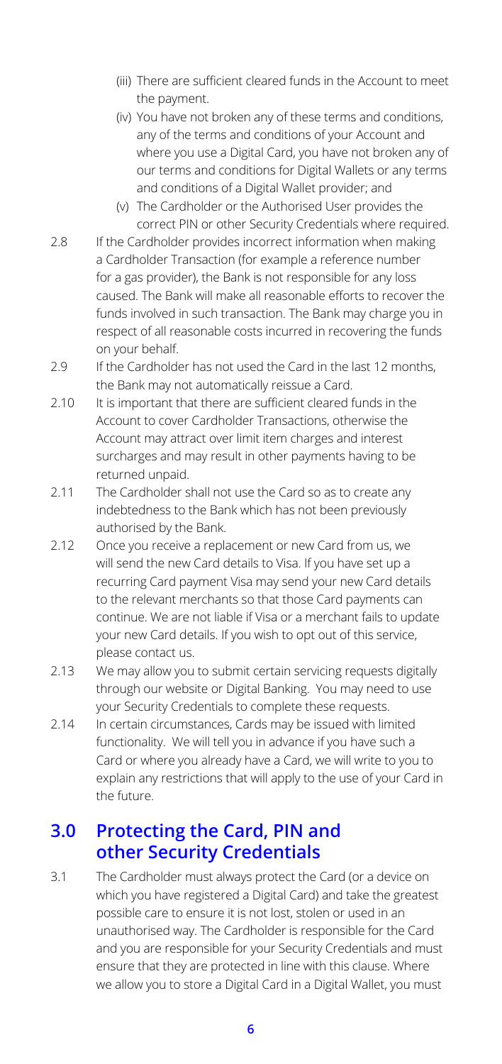(iii) There are sufficient cleared funds in the Account to meet the payment.

(iv) You have not broken any of these terms and conditions, any of the terms and conditions of your Account and where you use a Digital Card, you have not broken any of our terms and conditions for Digital Wallets or any terms and conditions of a Digital Wallet provider; and

(v) The Cardholder or the Authorised User provides the correct PIN or other Security Credentials where required.

2.8 If the Cardholder provides incorrect information when making a Cardholder Transaction (for example a reference number for a gas provider), the Bank is not responsible for any loss caused. The Bank will make all reasonable efforts to recover the funds involved in such transaction. The Bank may charge you in respect of all reasonable costs incurred in recovering the funds on your behalf.

2.9 If the Cardholder has not used the Card in the last 12 months, the Bank may not automatically reissue a Card.

2.10 It is important that there are sufficient cleared funds in the Account to cover Cardholder Transactions, otherwise the Account may attract over limit item charges and interest surcharges and may result in other payments having to be returned unpaid.

2.11 The Cardholder shall not use the Card so as to create any indebtedness to the Bank which has not been previously authorised by the Bank.

2.12 Once you receive a replacement or new Card from us, we will send the new Card details to Visa. If you have set up a recurring Card payment Visa may send your new Card details to the relevant merchants so that those Card payments can continue. We are not liable if Visa or a merchant fails to update your new Card details. If you wish to opt out of this service, please contact us.

2.13 We may allow you to submit certain servicing requests digitally through our website or Digital Banking. You may need to use your Security Credentials to complete these requests.

2.14 In certain circumstances, Cards may be issued with limited functionality. We will tell you in advance if you have such a Card or where you already have a Card, we will write to you to explain any restrictions that will apply to the use of your Card in the future.

## 3.0 Protecting the Card, PIN and other Security Credentials

3.1 The Cardholder must always protect the Card (or a device on which you have registered a Digital Card) and take the greatest possible care to ensure it is not lost, stolen or used in an unauthorised way. The Cardholder is responsible for the Card and you are responsible for your Security Credentials and must ensure that they are protected in line with this clause. Where we allow you to store a Digital Card in a Digital Wallet, you must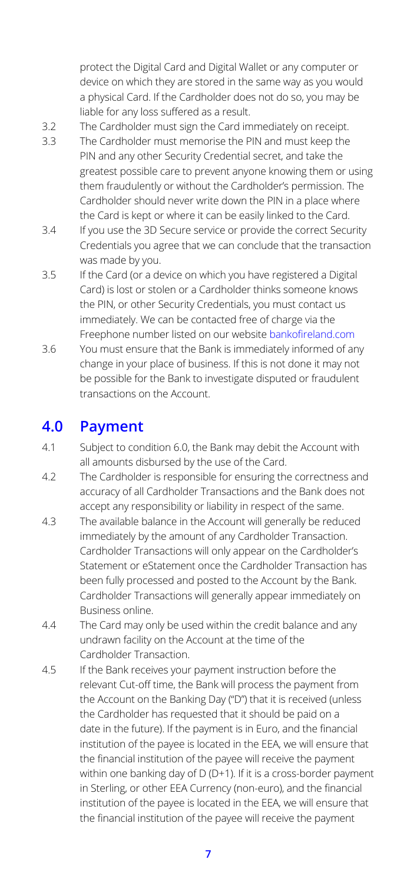protect the Digital Card and Digital Wallet or any computer or device on which they are stored in the same way as you would a physical Card. If the Cardholder does not do so, you may be liable for any loss suffered as a result.

3.2 The Cardholder must sign the Card immediately on receipt.

3.3 The Cardholder must memorise the PIN and must keep the PIN and any other Security Credential secret, and take the greatest possible care to prevent anyone knowing them or using them fraudulently or without the Cardholder's permission. The Cardholder should never write down the PIN in a place where the Card is kept or where it can be easily linked to the Card.

3.4 If you use the 3D Secure service or provide the correct Security Credentials you agree that we can conclude that the transaction was made by you.

3.5 If the Card (or a device on which you have registered a Digital Card) is lost or stolen or a Cardholder thinks someone knows the PIN, or other Security Credentials, you must contact us immediately. We can be contacted free of charge via the Freephone number listed on our website bankofireland.com

3.6 You must ensure that the Bank is immediately informed of any change in your place of business. If this is not done it may not be possible for the Bank to investigate disputed or fraudulent transactions on the Account.

## 4.0 Payment

4.1 Subject to condition 6.0, the Bank may debit the Account with all amounts disbursed by the use of the Card.

4.2 The Cardholder is responsible for ensuring the correctness and accuracy of all Cardholder Transactions and the Bank does not accept any responsibility or liability in respect of the same.

4.3 The available balance in the Account will generally be reduced immediately by the amount of any Cardholder Transaction. Cardholder Transactions will only appear on the Cardholder's Statement or eStatement once the Cardholder Transaction has been fully processed and posted to the Account by the Bank. Cardholder Transactions will generally appear immediately on Business online.

4.4 The Card may only be used within the credit balance and any undrawn facility on the Account at the time of the Cardholder Transaction.

4.5 If the Bank receives your payment instruction before the relevant Cut-off time, the Bank will process the payment from the Account on the Banking Day ("D") that it is received (unless the Cardholder has requested that it should be paid on a date in the future). If the payment is in Euro, and the financial institution of the payee is located in the EEA, we will ensure that the financial institution of the payee will receive the payment within one banking day of D (D+1). If it is a cross-border payment in Sterling, or other EEA Currency (non-euro), and the financial institution of the payee is located in the EEA, we will ensure that the financial institution of the payee will receive the payment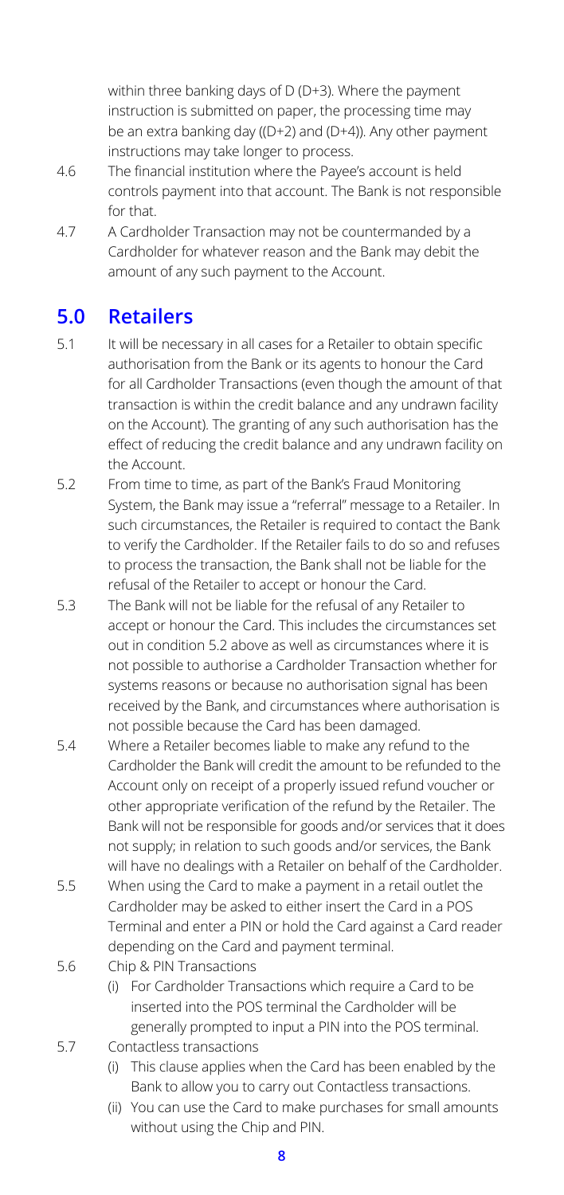within three banking days of D (D+3). Where the payment instruction is submitted on paper, the processing time may be an extra banking day ((D+2) and (D+4)). Any other payment instructions may take longer to process.

4.6 The financial institution where the Payee's account is held controls payment into that account. The Bank is not responsible for that.

4.7 A Cardholder Transaction may not be countermanded by a Cardholder for whatever reason and the Bank may debit the amount of any such payment to the Account.

## 5.0 Retailers

5.1 It will be necessary in all cases for a Retailer to obtain specific authorisation from the Bank or its agents to honour the Card for all Cardholder Transactions (even though the amount of that transaction is within the credit balance and any undrawn facility on the Account). The granting of any such authorisation has the effect of reducing the credit balance and any undrawn facility on the Account.

5.2 From time to time, as part of the Bank's Fraud Monitoring System, the Bank may issue a "referral" message to a Retailer. In such circumstances, the Retailer is required to contact the Bank to verify the Cardholder. If the Retailer fails to do so and refuses to process the transaction, the Bank shall not be liable for the refusal of the Retailer to accept or honour the Card.

5.3 The Bank will not be liable for the refusal of any Retailer to accept or honour the Card. This includes the circumstances set out in condition 5.2 above as well as circumstances where it is not possible to authorise a Cardholder Transaction whether for systems reasons or because no authorisation signal has been received by the Bank, and circumstances where authorisation is not possible because the Card has been damaged.

5.4 Where a Retailer becomes liable to make any refund to the Cardholder the Bank will credit the amount to be refunded to the Account only on receipt of a properly issued refund voucher or other appropriate verification of the refund by the Retailer. The Bank will not be responsible for goods and/or services that it does not supply; in relation to such goods and/or services, the Bank will have no dealings with a Retailer on behalf of the Cardholder.

5.5 When using the Card to make a payment in a retail outlet the Cardholder may be asked to either insert the Card in a POS Terminal and enter a PIN or hold the Card against a Card reader depending on the Card and payment terminal.

5.6 Chip & PIN Transactions

(i) For Cardholder Transactions which require a Card to be inserted into the POS terminal the Cardholder will be generally prompted to input a PIN into the POS terminal.

5.7 Contactless transactions

(i) This clause applies when the Card has been enabled by the Bank to allow you to carry out Contactless transactions.

(ii) You can use the Card to make purchases for small amounts without using the Chip and PIN.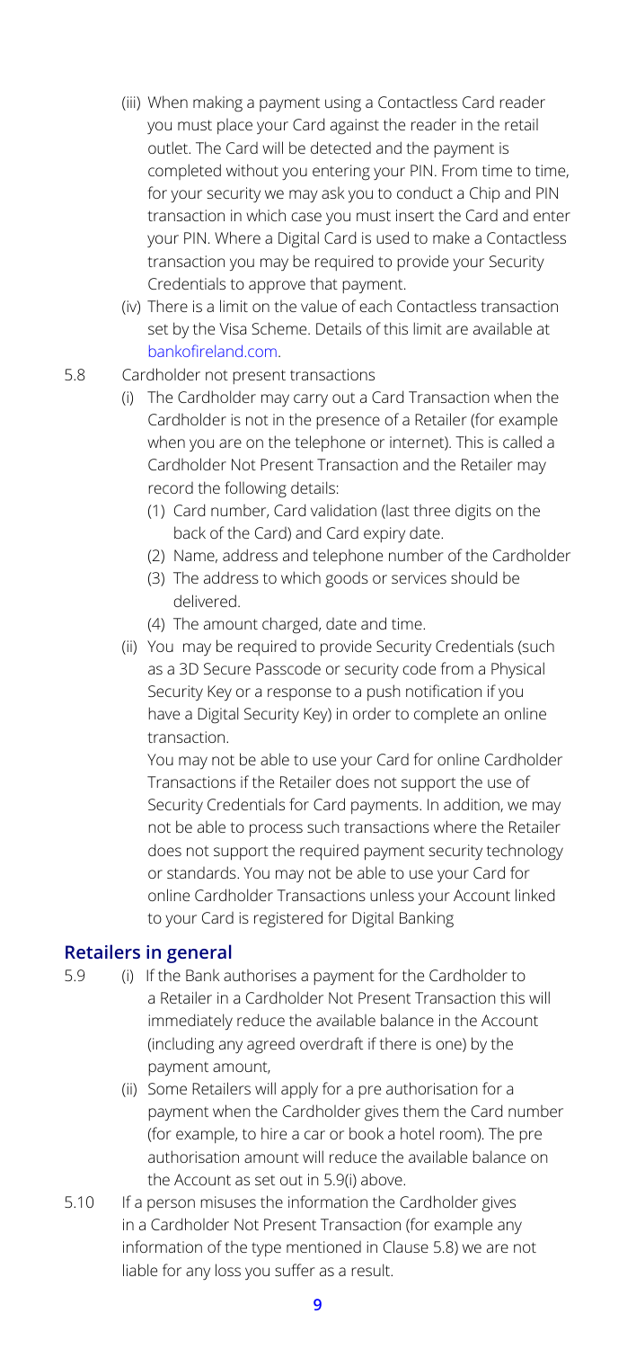(iii) When making a payment using a Contactless Card reader you must place your Card against the reader in the retail outlet. The Card will be detected and the payment is completed without you entering your PIN. From time to time, for your security we may ask you to conduct a Chip and PIN transaction in which case you must insert the Card and enter your PIN. Where a Digital Card is used to make a Contactless transaction you may be required to provide your Security Credentials to approve that payment.

(iv) There is a limit on the value of each Contactless transaction set by the Visa Scheme. Details of this limit are available at bankofireland.com.

5.8 Cardholder not present transactions

(i) The Cardholder may carry out a Card Transaction when the Cardholder is not in the presence of a Retailer (for example when you are on the telephone or internet). This is called a Cardholder Not Present Transaction and the Retailer may record the following details:

(1) Card number, Card validation (last three digits on the back of the Card) and Card expiry date.

(2) Name, address and telephone number of the Cardholder

(3) The address to which goods or services should be delivered.

(4) The amount charged, date and time.

(ii) You may be required to provide Security Credentials (such as a 3D Secure Passcode or security code from a Physical Security Key or a response to a push notification if you have a Digital Security Key) in order to complete an online transaction.

You may not be able to use your Card for online Cardholder Transactions if the Retailer does not support the use of Security Credentials for Card payments. In addition, we may not be able to process such transactions where the Retailer does not support the required payment security technology or standards. You may not be able to use your Card for online Cardholder Transactions unless your Account linked to your Card is registered for Digital Banking

## Retailers in general

5.9 (i) If the Bank authorises a payment for the Cardholder to a Retailer in a Cardholder Not Present Transaction this will immediately reduce the available balance in the Account (including any agreed overdraft if there is one) by the payment amount,

(ii) Some Retailers will apply for a pre authorisation for a payment when the Cardholder gives them the Card number (for example, to hire a car or book a hotel room). The pre authorisation amount will reduce the available balance on the Account as set out in 5.9(i) above.

5.10 If a person misuses the information the Cardholder gives in a Cardholder Not Present Transaction (for example any information of the type mentioned in Clause 5.8) we are not liable for any loss you suffer as a result.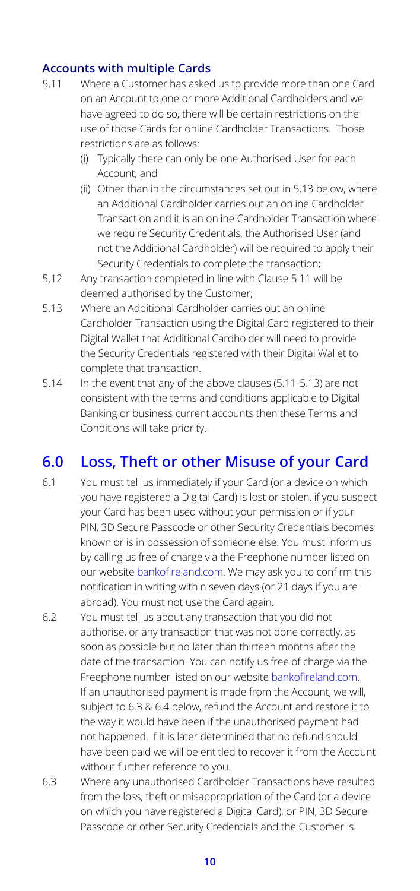### Accounts with multiple Cards

5.11 Where a Customer has asked us to provide more than one Card on an Account to one or more Additional Cardholders and we have agreed to do so, there will be certain restrictions on the use of those Cards for online Cardholder Transactions. Those restrictions are as follows:

(i) Typically there can only be one Authorised User for each Account; and

(ii) Other than in the circumstances set out in 5.13 below, where an Additional Cardholder carries out an online Cardholder Transaction and it is an online Cardholder Transaction where we require Security Credentials, the Authorised User (and not the Additional Cardholder) will be required to apply their Security Credentials to complete the transaction;

5.12 Any transaction completed in line with Clause 5.11 will be deemed authorised by the Customer;

5.13 Where an Additional Cardholder carries out an online Cardholder Transaction using the Digital Card registered to their Digital Wallet that Additional Cardholder will need to provide the Security Credentials registered with their Digital Wallet to complete that transaction.

5.14 In the event that any of the above clauses (5.11-5.13) are not consistent with the terms and conditions applicable to Digital Banking or business current accounts then these Terms and Conditions will take priority.

## 6.0 Loss, Theft or other Misuse of your Card

6.1 You must tell us immediately if your Card (or a device on which you have registered a Digital Card) is lost or stolen, if you suspect your Card has been used without your permission or if your PIN, 3D Secure Passcode or other Security Credentials becomes known or is in possession of someone else. You must inform us by calling us free of charge via the Freephone number listed on our website bankofireland.com. We may ask you to confirm this notification in writing within seven days (or 21 days if you are abroad). You must not use the Card again.

6.2 You must tell us about any transaction that you did not authorise, or any transaction that was not done correctly, as soon as possible but no later than thirteen months after the date of the transaction. You can notify us free of charge via the Freephone number listed on our website bankofireland.com. If an unauthorised payment is made from the Account, we will, subject to 6.3 & 6.4 below, refund the Account and restore it to the way it would have been if the unauthorised payment had not happened. If it is later determined that no refund should have been paid we will be entitled to recover it from the Account without further reference to you.

6.3 Where any unauthorised Cardholder Transactions have resulted from the loss, theft or misappropriation of the Card (or a device on which you have registered a Digital Card), or PIN, 3D Secure Passcode or other Security Credentials and the Customer is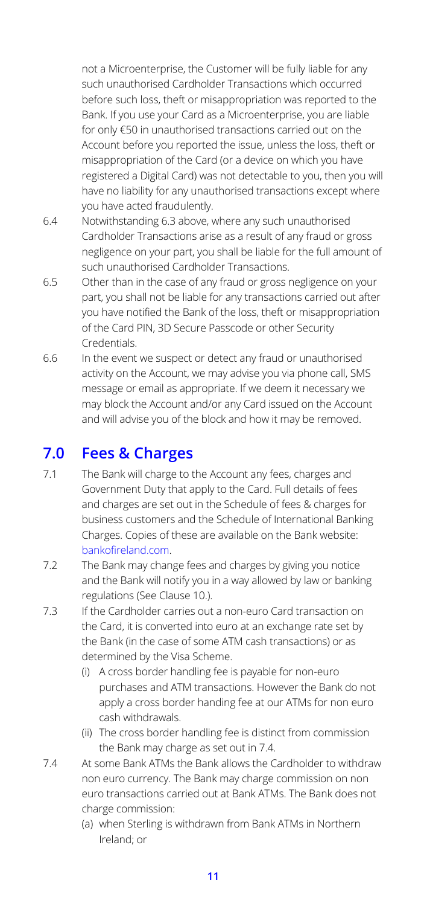not a Microenterprise, the Customer will be fully liable for any such unauthorised Cardholder Transactions which occurred before such loss, theft or misappropriation was reported to the Bank. If you use your Card as a Microenterprise, you are liable for only €50 in unauthorised transactions carried out on the Account before you reported the issue, unless the loss, theft or misappropriation of the Card (or a device on which you have registered a Digital Card) was not detectable to you, then you will have no liability for any unauthorised transactions except where you have acted fraudulently.

6.4 Notwithstanding 6.3 above, where any such unauthorised Cardholder Transactions arise as a result of any fraud or gross negligence on your part, you shall be liable for the full amount of such unauthorised Cardholder Transactions.

6.5 Other than in the case of any fraud or gross negligence on your part, you shall not be liable for any transactions carried out after you have notified the Bank of the loss, theft or misappropriation of the Card PIN, 3D Secure Passcode or other Security Credentials.

6.6 In the event we suspect or detect any fraud or unauthorised activity on the Account, we may advise you via phone call, SMS message or email as appropriate. If we deem it necessary we may block the Account and/or any Card issued on the Account and will advise you of the block and how it may be removed.

## 7.0 Fees & Charges

7.1 The Bank will charge to the Account any fees, charges and Government Duty that apply to the Card. Full details of fees and charges are set out in the Schedule of fees & charges for business customers and the Schedule of International Banking Charges. Copies of these are available on the Bank website: bankofireland.com.

7.2 The Bank may change fees and charges by giving you notice and the Bank will notify you in a way allowed by law or banking regulations (See Clause 10.).

7.3 If the Cardholder carries out a non-euro Card transaction on the Card, it is converted into euro at an exchange rate set by the Bank (in the case of some ATM cash transactions) or as determined by the Visa Scheme.

(i) A cross border handling fee is payable for non-euro purchases and ATM transactions. However the Bank do not apply a cross border handing fee at our ATMs for non euro cash withdrawals.

(ii) The cross border handling fee is distinct from commission the Bank may charge as set out in 7.4.

7.4 At some Bank ATMs the Bank allows the Cardholder to withdraw non euro currency. The Bank may charge commission on non euro transactions carried out at Bank ATMs. The Bank does not charge commission:

(a) when Sterling is withdrawn from Bank ATMs in Northern Ireland; or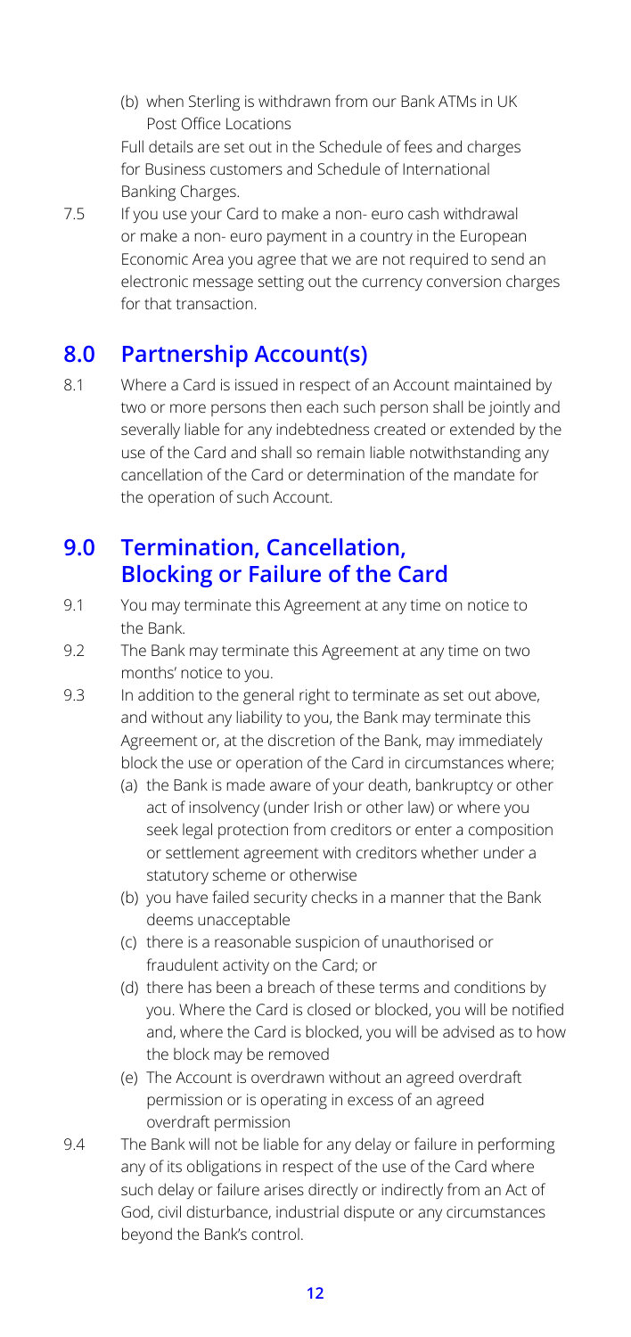(b) when Sterling is withdrawn from our Bank ATMs in UK Post Office Locations

Full details are set out in the Schedule of fees and charges for Business customers and Schedule of International Banking Charges.

7.5 If you use your Card to make a non- euro cash withdrawal or make a non- euro payment in a country in the European Economic Area you agree that we are not required to send an electronic message setting out the currency conversion charges for that transaction.

## 8.0 Partnership Account(s)

8.1 Where a Card is issued in respect of an Account maintained by two or more persons then each such person shall be jointly and severally liable for any indebtedness created or extended by the use of the Card and shall so remain liable notwithstanding any cancellation of the Card or determination of the mandate for the operation of such Account.

## 9.0 Termination, Cancellation, Blocking or Failure of the Card

9.1 You may terminate this Agreement at any time on notice to the Bank.

9.2 The Bank may terminate this Agreement at any time on two months' notice to you.

9.3 In addition to the general right to terminate as set out above, and without any liability to you, the Bank may terminate this Agreement or, at the discretion of the Bank, may immediately block the use or operation of the Card in circumstances where;

(a) the Bank is made aware of your death, bankruptcy or other act of insolvency (under Irish or other law) or where you seek legal protection from creditors or enter a composition or settlement agreement with creditors whether under a statutory scheme or otherwise

(b) you have failed security checks in a manner that the Bank deems unacceptable

(c) there is a reasonable suspicion of unauthorised or fraudulent activity on the Card; or

(d) there has been a breach of these terms and conditions by you. Where the Card is closed or blocked, you will be notified and, where the Card is blocked, you will be advised as to how the block may be removed

(e) The Account is overdrawn without an agreed overdraft permission or is operating in excess of an agreed overdraft permission

9.4 The Bank will not be liable for any delay or failure in performing any of its obligations in respect of the use of the Card where such delay or failure arises directly or indirectly from an Act of God, civil disturbance, industrial dispute or any circumstances beyond the Bank's control.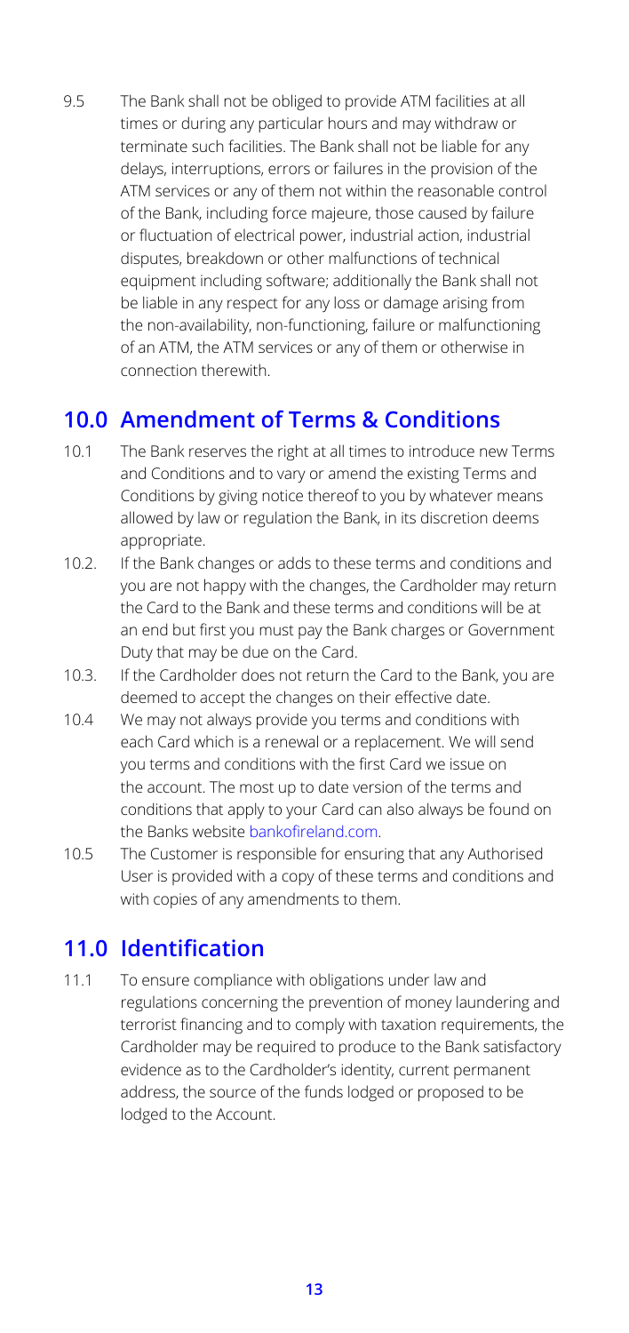9.5 The Bank shall not be obliged to provide ATM facilities at all times or during any particular hours and may withdraw or terminate such facilities. The Bank shall not be liable for any delays, interruptions, errors or failures in the provision of the ATM services or any of them not within the reasonable control of the Bank, including force majeure, those caused by failure or fluctuation of electrical power, industrial action, industrial disputes, breakdown or other malfunctions of technical equipment including software; additionally the Bank shall not be liable in any respect for any loss or damage arising from the non-availability, non-functioning, failure or malfunctioning of an ATM, the ATM services or any of them or otherwise in connection therewith.

## 10.0 Amendment of Terms & Conditions

10.1 The Bank reserves the right at all times to introduce new Terms and Conditions and to vary or amend the existing Terms and Conditions by giving notice thereof to you by whatever means allowed by law or regulation the Bank, in its discretion deems appropriate.

10.2. If the Bank changes or adds to these terms and conditions and you are not happy with the changes, the Cardholder may return the Card to the Bank and these terms and conditions will be at an end but first you must pay the Bank charges or Government Duty that may be due on the Card.

10.3. If the Cardholder does not return the Card to the Bank, you are deemed to accept the changes on their effective date.

10.4 We may not always provide you terms and conditions with each Card which is a renewal or a replacement. We will send you terms and conditions with the first Card we issue on the account. The most up to date version of the terms and conditions that apply to your Card can also always be found on the Banks website bankofireland.com.

10.5 The Customer is responsible for ensuring that any Authorised User is provided with a copy of these terms and conditions and with copies of any amendments to them.

## 11.0 Identification

11.1 To ensure compliance with obligations under law and regulations concerning the prevention of money laundering and terrorist financing and to comply with taxation requirements, the Cardholder may be required to produce to the Bank satisfactory evidence as to the Cardholder's identity, current permanent address, the source of the funds lodged or proposed to be lodged to the Account.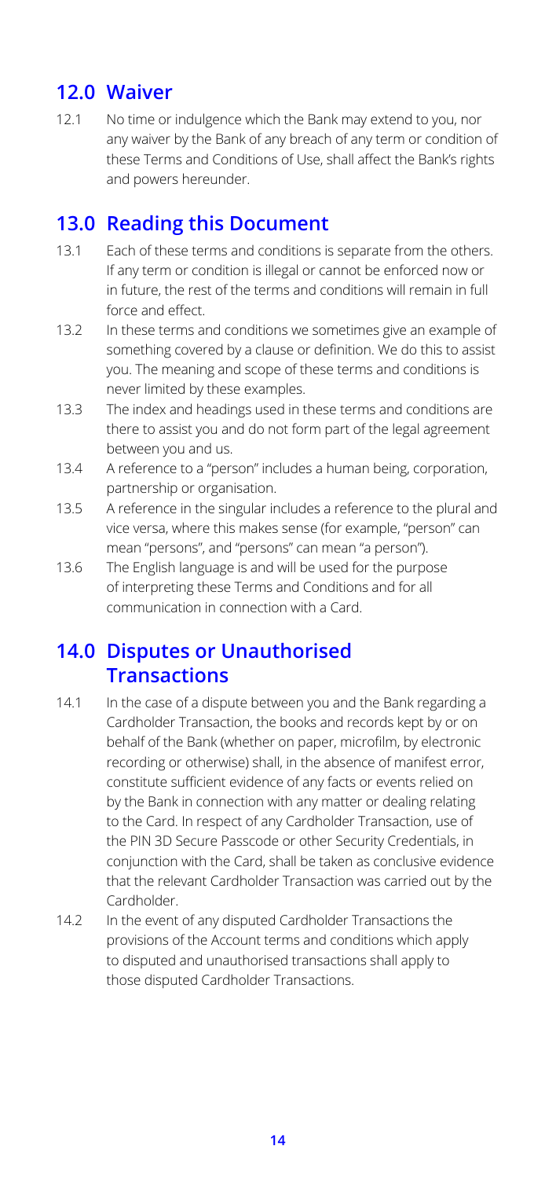## 12.0 Waiver

12.1 No time or indulgence which the Bank may extend to you, nor any waiver by the Bank of any breach of any term or condition of these Terms and Conditions of Use, shall affect the Bank's rights and powers hereunder.

## 13.0 Reading this Document

13.1 Each of these terms and conditions is separate from the others. If any term or condition is illegal or cannot be enforced now or in future, the rest of the terms and conditions will remain in full force and effect.

13.2 In these terms and conditions we sometimes give an example of something covered by a clause or definition. We do this to assist you. The meaning and scope of these terms and conditions is never limited by these examples.

13.3 The index and headings used in these terms and conditions are there to assist you and do not form part of the legal agreement between you and us.

13.4 A reference to a "person" includes a human being, corporation, partnership or organisation.

13.5 A reference in the singular includes a reference to the plural and vice versa, where this makes sense (for example, "person" can mean "persons", and "persons" can mean "a person").

13.6 The English language is and will be used for the purpose of interpreting these Terms and Conditions and for all communication in connection with a Card.

## 14.0 Disputes or Unauthorised Transactions

14.1 In the case of a dispute between you and the Bank regarding a Cardholder Transaction, the books and records kept by or on behalf of the Bank (whether on paper, microfilm, by electronic recording or otherwise) shall, in the absence of manifest error, constitute sufficient evidence of any facts or events relied on by the Bank in connection with any matter or dealing relating to the Card. In respect of any Cardholder Transaction, use of the PIN 3D Secure Passcode or other Security Credentials, in conjunction with the Card, shall be taken as conclusive evidence that the relevant Cardholder Transaction was carried out by the Cardholder.

14.2 In the event of any disputed Cardholder Transactions the provisions of the Account terms and conditions which apply to disputed and unauthorised transactions shall apply to those disputed Cardholder Transactions.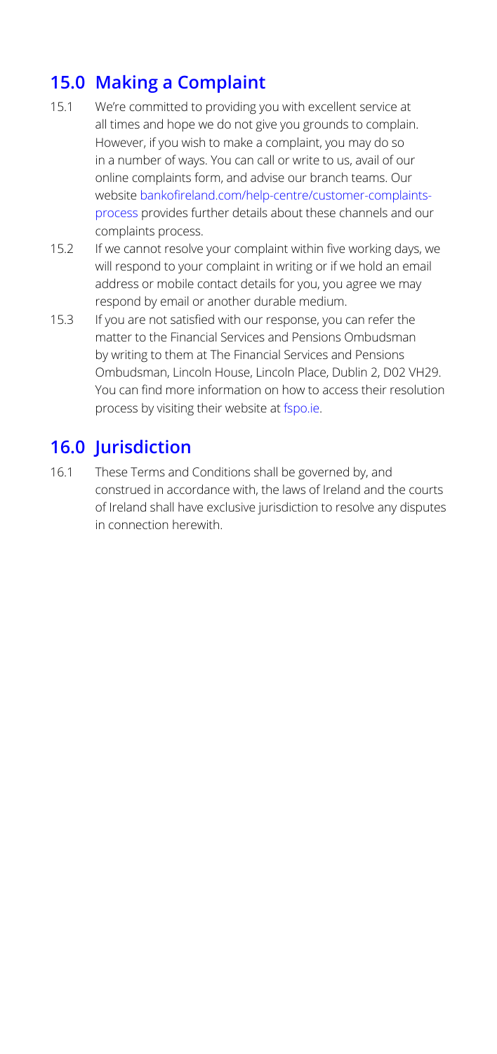## 15.0 Making a Complaint

15.1 We're committed to providing you with excellent service at all times and hope we do not give you grounds to complain. However, if you wish to make a complaint, you may do so in a number of ways. You can call or write to us, avail of our online complaints form, and advise our branch teams. Our website bankofireland.com/help-centre/customer-complaints-process provides further details about these channels and our complaints process.

15.2 If we cannot resolve your complaint within five working days, we will respond to your complaint in writing or if we hold an email address or mobile contact details for you, you agree we may respond by email or another durable medium.

15.3 If you are not satisfied with our response, you can refer the matter to the Financial Services and Pensions Ombudsman by writing to them at The Financial Services and Pensions Ombudsman, Lincoln House, Lincoln Place, Dublin 2, D02 VH29. You can find more information on how to access their resolution process by visiting their website at fspo.ie.

## 16.0 Jurisdiction

16.1 These Terms and Conditions shall be governed by, and construed in accordance with, the laws of Ireland and the courts of Ireland shall have exclusive jurisdiction to resolve any disputes in connection herewith.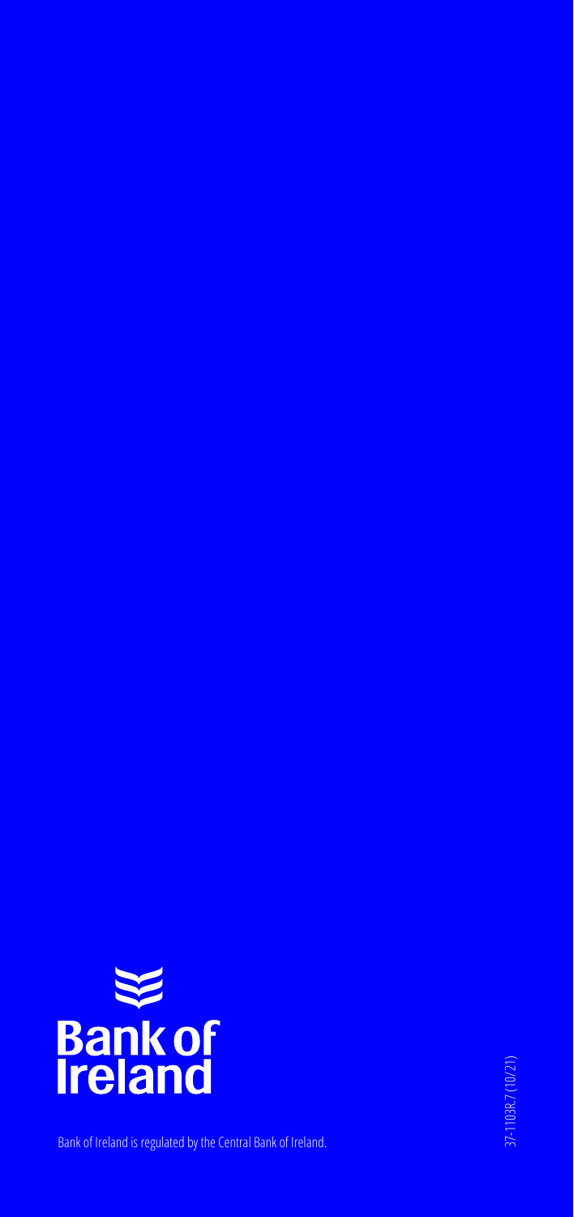Bank of Ireland

Bank of Ireland is regulated by the Central Bank of Ireland.

37-1103R.7 (10/21)